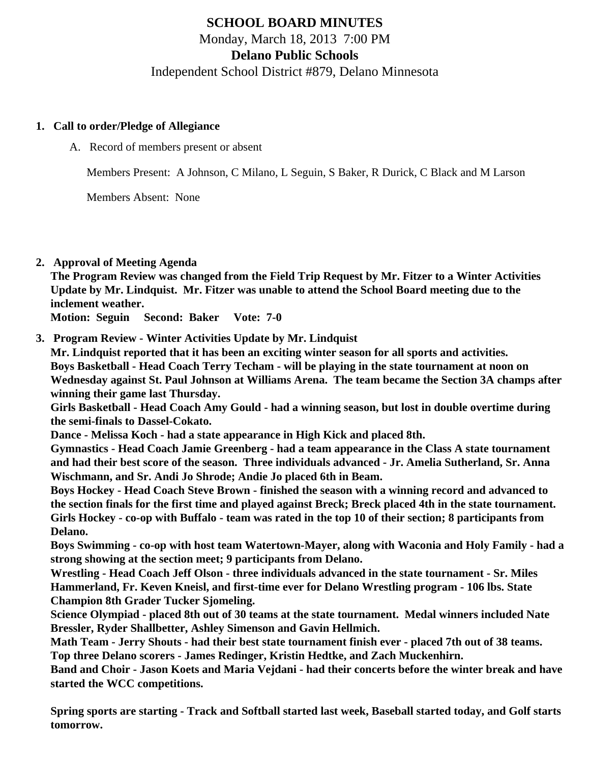# SCHOOL BOARD MINUTES

Monday, March 18, 2013 7:00 PM

**Delano Public Schools**

Independent School District #879, Delano Minnesota

1. **Call to order/Pledge of Allegiance**

   A. Record of members present or absent

   Members Present: A Johnson, C Milano, L Seguin, S Baker, R Durick, C Black and M Larson

   Members Absent: None

2. **Approval of Meeting Agenda**

   **The Program Review was changed from the Field Trip Request by Mr. Fitzer to a Winter Activities Update by Mr. Lindquist. Mr. Fitzer was unable to attend the School Board meeting due to the inclement weather.**

   **Motion: Seguin Second: Baker Vote: 7-0**

3. **Program Review - Winter Activities Update by Mr. Lindquist**

   **Mr. Lindquist reported that it has been an exciting winter season for all sports and activities.**

   **Boys Basketball - Head Coach Terry Techam - will be playing in the state tournament at noon on Wednesday against St. Paul Johnson at Williams Arena. The team became the Section 3A champs after winning their game last Thursday.**

   **Girls Basketball - Head Coach Amy Gould - had a winning season, but lost in double overtime during the semi-finals to Dassel-Cokato.**

   **Dance - Melissa Koch - had a state appearance in High Kick and placed 8th.**

   **Gymnastics - Head Coach Jamie Greenberg - had a team appearance in the Class A state tournament and had their best score of the season. Three individuals advanced - Jr. Amelia Sutherland, Sr. Anna Wischmann, and Sr. Andi Jo Shrode; Andie Jo placed 6th in Beam.**

   **Boys Hockey - Head Coach Steve Brown - finished the season with a winning record and advanced to the section finals for the first time and played against Breck; Breck placed 4th in the state tournament.**

   **Girls Hockey - co-op with Buffalo - team was rated in the top 10 of their section; 8 participants from Delano.**

   **Boys Swimming - co-op with host team Watertown-Mayer, along with Waconia and Holy Family - had a strong showing at the section meet; 9 participants from Delano.**

   **Wrestling - Head Coach Jeff Olson - three individuals advanced in the state tournament - Sr. Miles Hammerland, Fr. Keven Kneisl, and first-time ever for Delano Wrestling program - 106 lbs. State Champion 8th Grader Tucker Sjomeling.**

   **Science Olympiad - placed 8th out of 30 teams at the state tournament. Medal winners included Nate Bressler, Ryder Shallbetter, Ashley Simenson and Gavin Hellmich.**

   **Math Team - Jerry Shouts - had their best state tournament finish ever - placed 7th out of 38 teams. Top three Delano scorers - James Redinger, Kristin Hedtke, and Zach Muckenhirn.**

   **Band and Choir - Jason Koets and Maria Vejdani - had their concerts before the winter break and have started the WCC competitions.**

   **Spring sports are starting - Track and Softball started last week, Baseball started today, and Golf starts tomorrow.**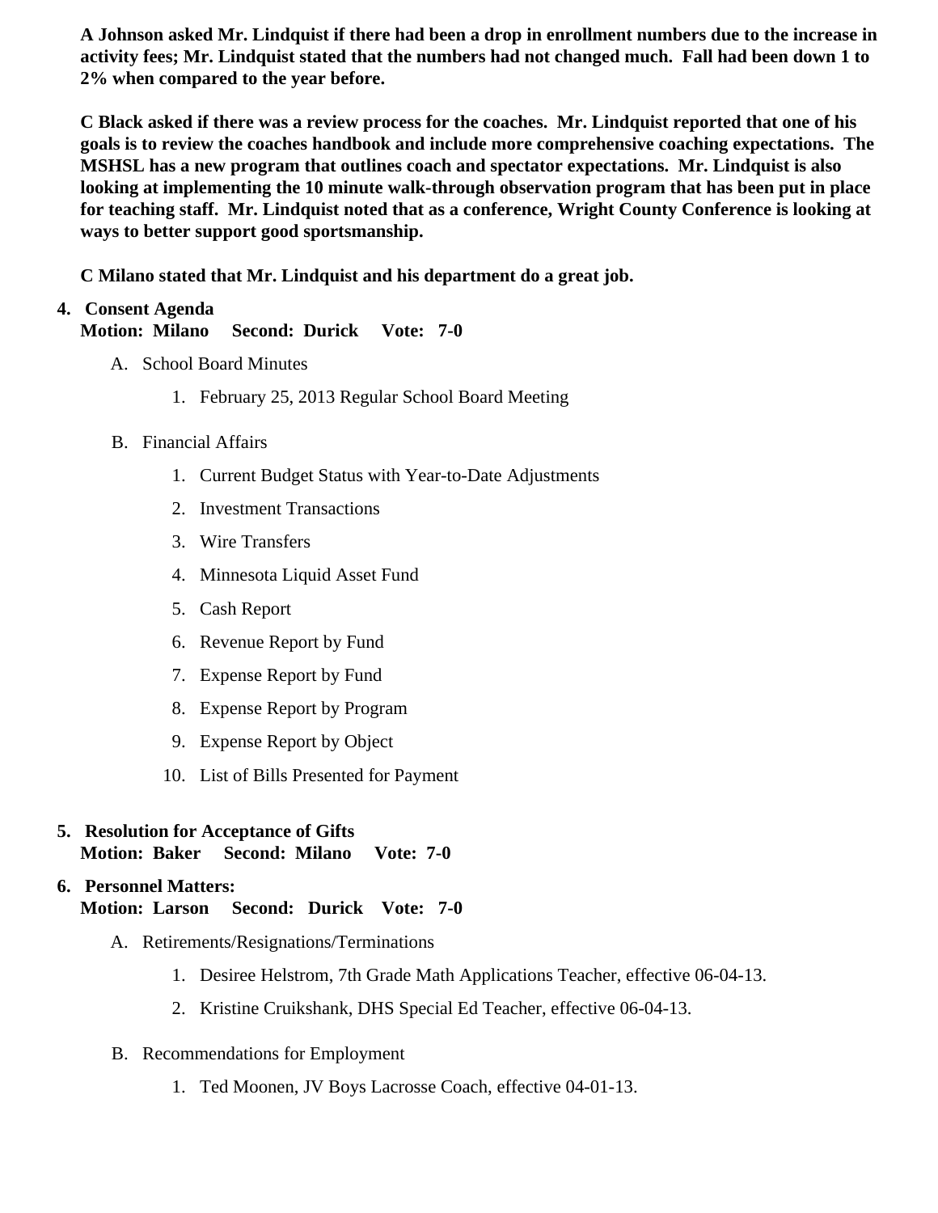**A Johnson asked Mr. Lindquist if there had been a drop in enrollment numbers due to the increase in activity fees; Mr. Lindquist stated that the numbers had not changed much. Fall had been down 1 to 2% when compared to the year before.**

**C Black asked if there was a review process for the coaches. Mr. Lindquist reported that one of his goals is to review the coaches handbook and include more comprehensive coaching expectations. The MSHSL has a new program that outlines coach and spectator expectations. Mr. Lindquist is also looking at implementing the 10 minute walk-through observation program that has been put in place for teaching staff. Mr. Lindquist noted that as a conference, Wright County Conference is looking at ways to better support good sportsmanship.**

**C Milano stated that Mr. Lindquist and his department do a great job.**

4. **Consent Agenda**
   **Motion: Milano Second: Durick Vote: 7-0**

   A. School Board Minutes

      1. February 25, 2013 Regular School Board Meeting

   B. Financial Affairs

      1. Current Budget Status with Year-to-Date Adjustments
      2. Investment Transactions
      3. Wire Transfers
      4. Minnesota Liquid Asset Fund
      5. Cash Report
      6. Revenue Report by Fund
      7. Expense Report by Fund
      8. Expense Report by Program
      9. Expense Report by Object
      10. List of Bills Presented for Payment

5. **Resolution for Acceptance of Gifts**
   **Motion: Baker Second: Milano Vote: 7-0**

6. **Personnel Matters:**
   **Motion: Larson Second: Durick Vote: 7-0**

   A. Retirements/Resignations/Terminations

      1. Desiree Helstrom, 7th Grade Math Applications Teacher, effective 06-04-13.
      2. Kristine Cruikshank, DHS Special Ed Teacher, effective 06-04-13.

   B. Recommendations for Employment

      1. Ted Moonen, JV Boys Lacrosse Coach, effective 04-01-13.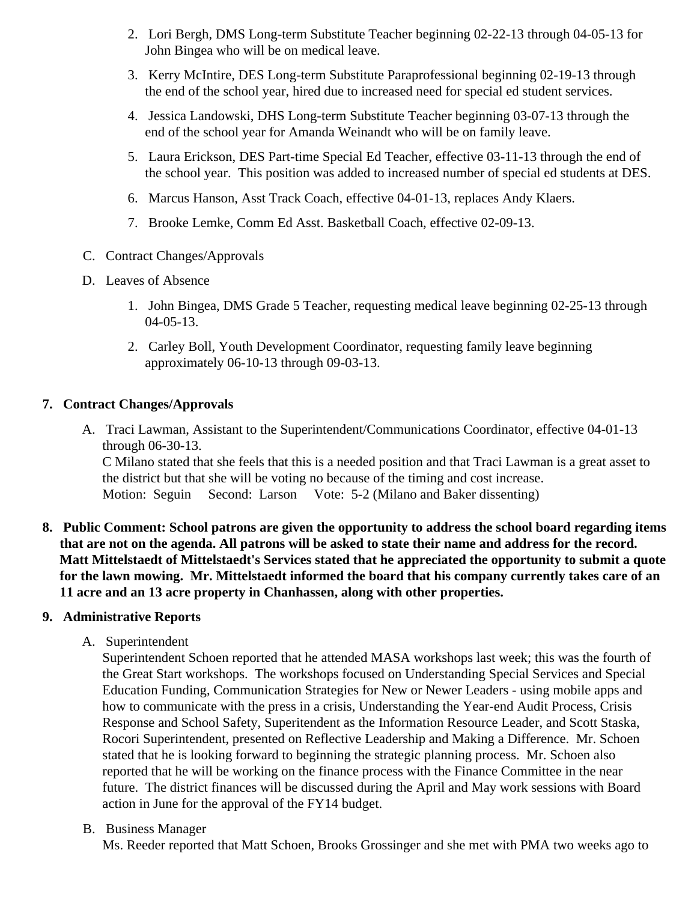2. Lori Bergh, DMS Long-term Substitute Teacher beginning 02-22-13 through 04-05-13 for John Bingea who will be on medical leave.
3. Kerry McIntire, DES Long-term Substitute Paraprofessional beginning 02-19-13 through the end of the school year, hired due to increased need for special ed student services.
4. Jessica Landowski, DHS Long-term Substitute Teacher beginning 03-07-13 through the end of the school year for Amanda Weinandt who will be on family leave.
5. Laura Erickson, DES Part-time Special Ed Teacher, effective 03-11-13 through the end of the school year. This position was added to increased number of special ed students at DES.
6. Marcus Hanson, Asst Track Coach, effective 04-01-13, replaces Andy Klaers.
7. Brooke Lemke, Comm Ed Asst. Basketball Coach, effective 02-09-13.

C. Contract Changes/Approvals

D. Leaves of Absence

1. John Bingea, DMS Grade 5 Teacher, requesting medical leave beginning 02-25-13 through 04-05-13.
2. Carley Boll, Youth Development Coordinator, requesting family leave beginning approximately 06-10-13 through 09-03-13.

**7. Contract Changes/Approvals**

A. Traci Lawman, Assistant to the Superintendent/Communications Coordinator, effective 04-01-13 through 06-30-13.
C Milano stated that she feels that this is a needed position and that Traci Lawman is a great asset to the district but that she will be voting no because of the timing and cost increase.
Motion: Seguin Second: Larson Vote: 5-2 (Milano and Baker dissenting)

**8. Public Comment: School patrons are given the opportunity to address the school board regarding items that are not on the agenda. All patrons will be asked to state their name and address for the record. Matt Mittelstaedt of Mittelstaedt's Services stated that he appreciated the opportunity to submit a quote for the lawn mowing. Mr. Mittelstaedt informed the board that his company currently takes care of an 11 acre and an 13 acre property in Chanhassen, along with other properties.**

**9. Administrative Reports**

A. Superintendent
Superintendent Schoen reported that he attended MASA workshops last week; this was the fourth of the Great Start workshops. The workshops focused on Understanding Special Services and Special Education Funding, Communication Strategies for New or Newer Leaders - using mobile apps and how to communicate with the press in a crisis, Understanding the Year-end Audit Process, Crisis Response and School Safety, Superitendent as the Information Resource Leader, and Scott Staska, Rocori Superintendent, presented on Reflective Leadership and Making a Difference. Mr. Schoen stated that he is looking forward to beginning the strategic planning process. Mr. Schoen also reported that he will be working on the finance process with the Finance Committee in the near future. The district finances will be discussed during the April and May work sessions with Board action in June for the approval of the FY14 budget.

B. Business Manager
Ms. Reeder reported that Matt Schoen, Brooks Grossinger and she met with PMA two weeks ago to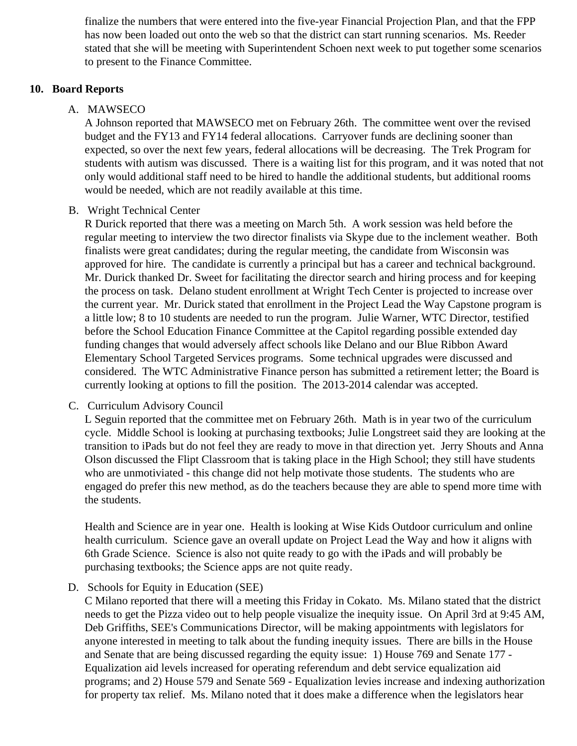finalize the numbers that were entered into the five-year Financial Projection Plan, and that the FPP has now been loaded out onto the web so that the district can start running scenarios. Ms. Reeder stated that she will be meeting with Superintendent Schoen next week to put together some scenarios to present to the Finance Committee.

## 10. Board Reports

A. MAWSECO

A Johnson reported that MAWSECO met on February 26th. The committee went over the revised budget and the FY13 and FY14 federal allocations. Carryover funds are declining sooner than expected, so over the next few years, federal allocations will be decreasing. The Trek Program for students with autism was discussed. There is a waiting list for this program, and it was noted that not only would additional staff need to be hired to handle the additional students, but additional rooms would be needed, which are not readily available at this time.

B. Wright Technical Center

R Durick reported that there was a meeting on March 5th. A work session was held before the regular meeting to interview the two director finalists via Skype due to the inclement weather. Both finalists were great candidates; during the regular meeting, the candidate from Wisconsin was approved for hire. The candidate is currently a principal but has a career and technical background. Mr. Durick thanked Dr. Sweet for facilitating the director search and hiring process and for keeping the process on task. Delano student enrollment at Wright Tech Center is projected to increase over the current year. Mr. Durick stated that enrollment in the Project Lead the Way Capstone program is a little low; 8 to 10 students are needed to run the program. Julie Warner, WTC Director, testified before the School Education Finance Committee at the Capitol regarding possible extended day funding changes that would adversely affect schools like Delano and our Blue Ribbon Award Elementary School Targeted Services programs. Some technical upgrades were discussed and considered. The WTC Administrative Finance person has submitted a retirement letter; the Board is currently looking at options to fill the position. The 2013-2014 calendar was accepted.

C. Curriculum Advisory Council

L Seguin reported that the committee met on February 26th. Math is in year two of the curriculum cycle. Middle School is looking at purchasing textbooks; Julie Longstreet said they are looking at the transition to iPads but do not feel they are ready to move in that direction yet. Jerry Shouts and Anna Olson discussed the Flipt Classroom that is taking place in the High School; they still have students who are unmotiviated - this change did not help motivate those students. The students who are engaged do prefer this new method, as do the teachers because they are able to spend more time with the students.

Health and Science are in year one. Health is looking at Wise Kids Outdoor curriculum and online health curriculum. Science gave an overall update on Project Lead the Way and how it aligns with 6th Grade Science. Science is also not quite ready to go with the iPads and will probably be purchasing textbooks; the Science apps are not quite ready.

D. Schools for Equity in Education (SEE)

C Milano reported that there will a meeting this Friday in Cokato. Ms. Milano stated that the district needs to get the Pizza video out to help people visualize the inequity issue. On April 3rd at 9:45 AM, Deb Griffiths, SEE's Communications Director, will be making appointments with legislators for anyone interested in meeting to talk about the funding inequity issues. There are bills in the House and Senate that are being discussed regarding the equity issue: 1) House 769 and Senate 177 - Equalization aid levels increased for operating referendum and debt service equalization aid programs; and 2) House 579 and Senate 569 - Equalization levies increase and indexing authorization for property tax relief. Ms. Milano noted that it does make a difference when the legislators hear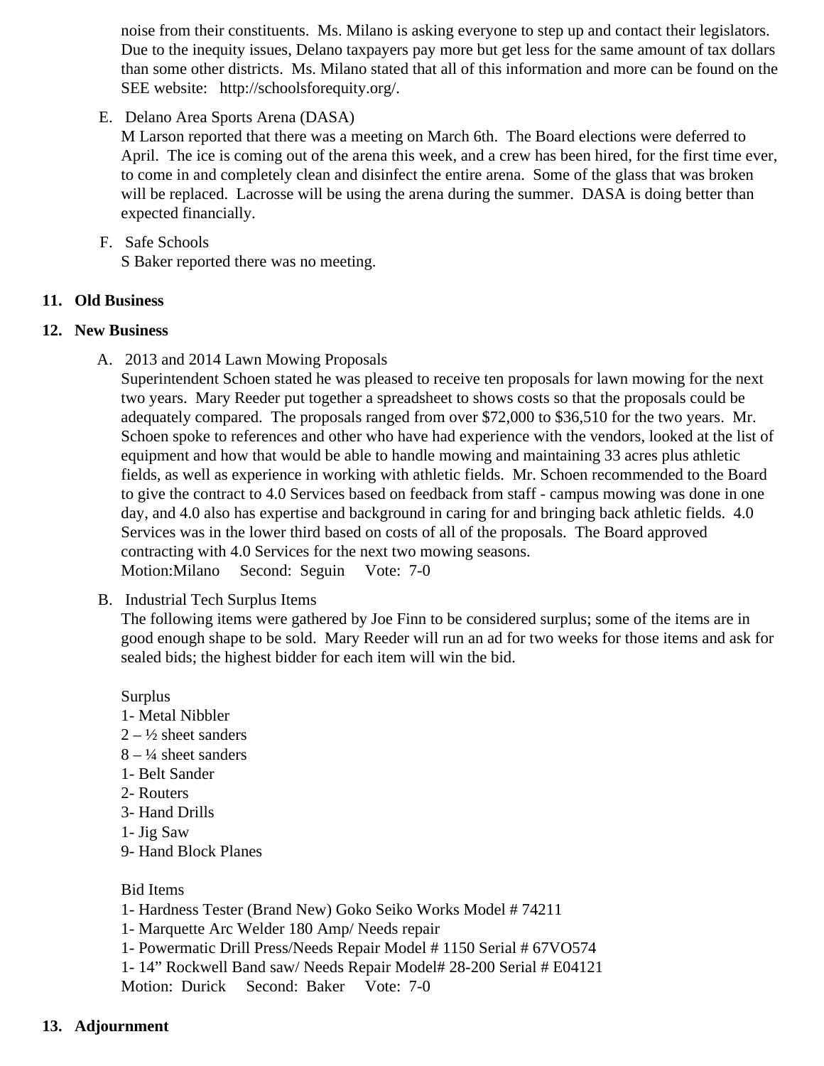noise from their constituents. Ms. Milano is asking everyone to step up and contact their legislators. Due to the inequity issues, Delano taxpayers pay more but get less for the same amount of tax dollars than some other districts. Ms. Milano stated that all of this information and more can be found on the SEE website: http://schoolsforequity.org/.

E. Delano Area Sports Arena (DASA)
M Larson reported that there was a meeting on March 6th. The Board elections were deferred to April. The ice is coming out of the arena this week, and a crew has been hired, for the first time ever, to come in and completely clean and disinfect the entire arena. Some of the glass that was broken will be replaced. Lacrosse will be using the arena during the summer. DASA is doing better than expected financially.

F. Safe Schools
S Baker reported there was no meeting.

**11. Old Business**

**12. New Business**

A. 2013 and 2014 Lawn Mowing Proposals
Superintendent Schoen stated he was pleased to receive ten proposals for lawn mowing for the next two years. Mary Reeder put together a spreadsheet to shows costs so that the proposals could be adequately compared. The proposals ranged from over $72,000 to $36,510 for the two years. Mr. Schoen spoke to references and other who have had experience with the vendors, looked at the list of equipment and how that would be able to handle mowing and maintaining 33 acres plus athletic fields, as well as experience in working with athletic fields. Mr. Schoen recommended to the Board to give the contract to 4.0 Services based on feedback from staff - campus mowing was done in one day, and 4.0 also has expertise and background in caring for and bringing back athletic fields. 4.0 Services was in the lower third based on costs of all of the proposals. The Board approved contracting with 4.0 Services for the next two mowing seasons.
Motion:Milano Second: Seguin Vote: 7-0

B. Industrial Tech Surplus Items
The following items were gathered by Joe Finn to be considered surplus; some of the items are in good enough shape to be sold. Mary Reeder will run an ad for two weeks for those items and ask for sealed bids; the highest bidder for each item will win the bid.

Surplus
1- Metal Nibbler
2 – ½ sheet sanders
8 – ¼ sheet sanders
1- Belt Sander
2- Routers
3- Hand Drills
1- Jig Saw
9- Hand Block Planes

Bid Items
1- Hardness Tester (Brand New) Goko Seiko Works Model # 74211
1- Marquette Arc Welder 180 Amp/ Needs repair
1- Powermatic Drill Press/Needs Repair Model # 1150 Serial # 67VO574
1- 14" Rockwell Band saw/ Needs Repair Model# 28-200 Serial # E04121
Motion: Durick Second: Baker Vote: 7-0

**13. Adjournment**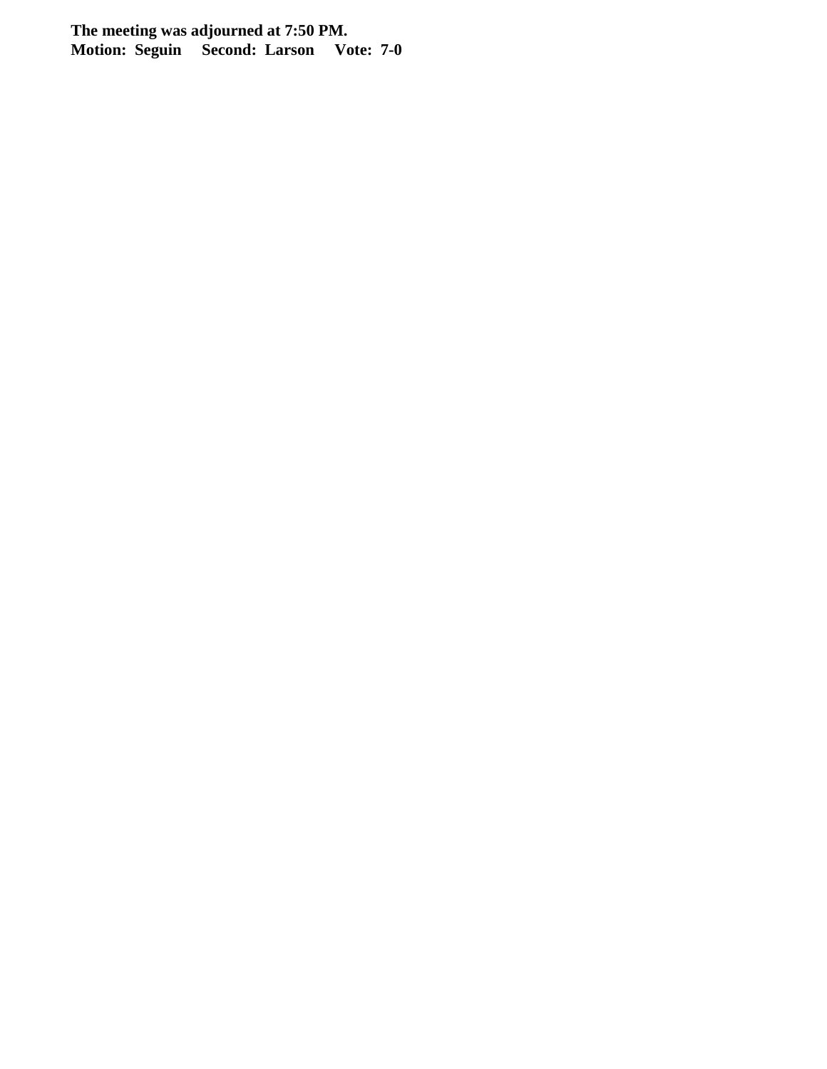**The meeting was adjourned at 7:50 PM.**
**Motion: Seguin Second: Larson Vote: 7-0**